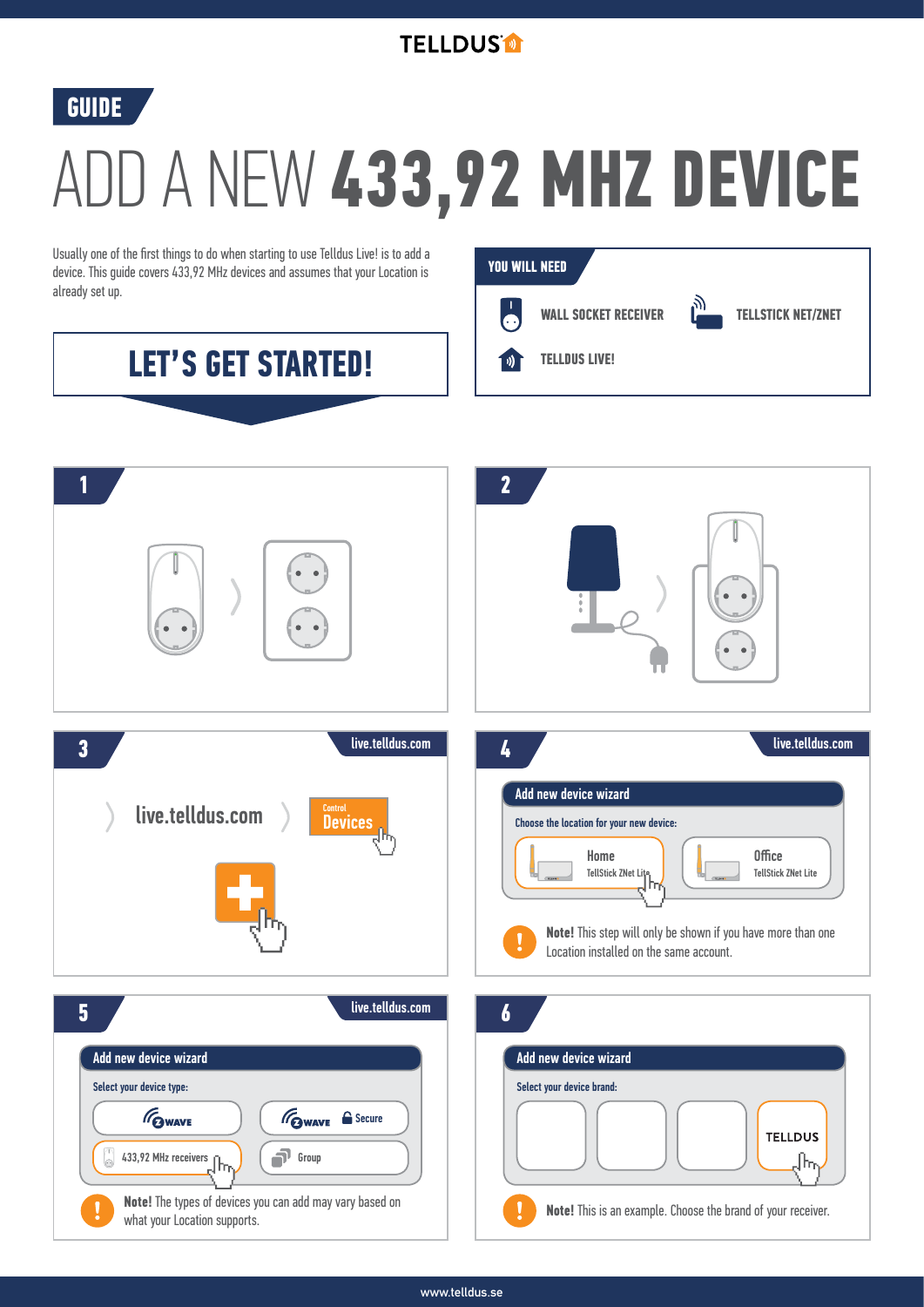TELLDUS

**GUIDE**

# ADD A NEW **433,92 MHZ DEVICE**

Usually one of the first things to do when starting to use Telldus Live! is to add a device. This guide covers 433,92 MHz devices and assumes that your Location is already set up.

## LET'S GET STARTED!

**YOU WILL NEED**

- WALL SOCKET RECEIVER
- TELLSTICK NET/ZNET
- TELLDUS LIVE!

### 1

### 2

### 3

live.telldus.com

live.telldus.com

Control
Devices

### 4

live.telldus.com

Add new device wizard

Choose the location for your new device:

- Home — TellStick ZNet Lite
- Office — TellStick ZNet Lite

**Note!** This step will only be shown if you have more than one Location installed on the same account.

### 5

live.telldus.com

Add new device wizard

Select your device type:

- Z-WAVE
- Z-WAVE Secure
- 433,92 MHz receivers
- Group

**Note!** The types of devices you can add may vary based on what your Location supports.

### 6

Add new device wizard

Select your device brand:

TELLDUS

**Note!** This is an example. Choose the brand of your receiver.

www.telldus.se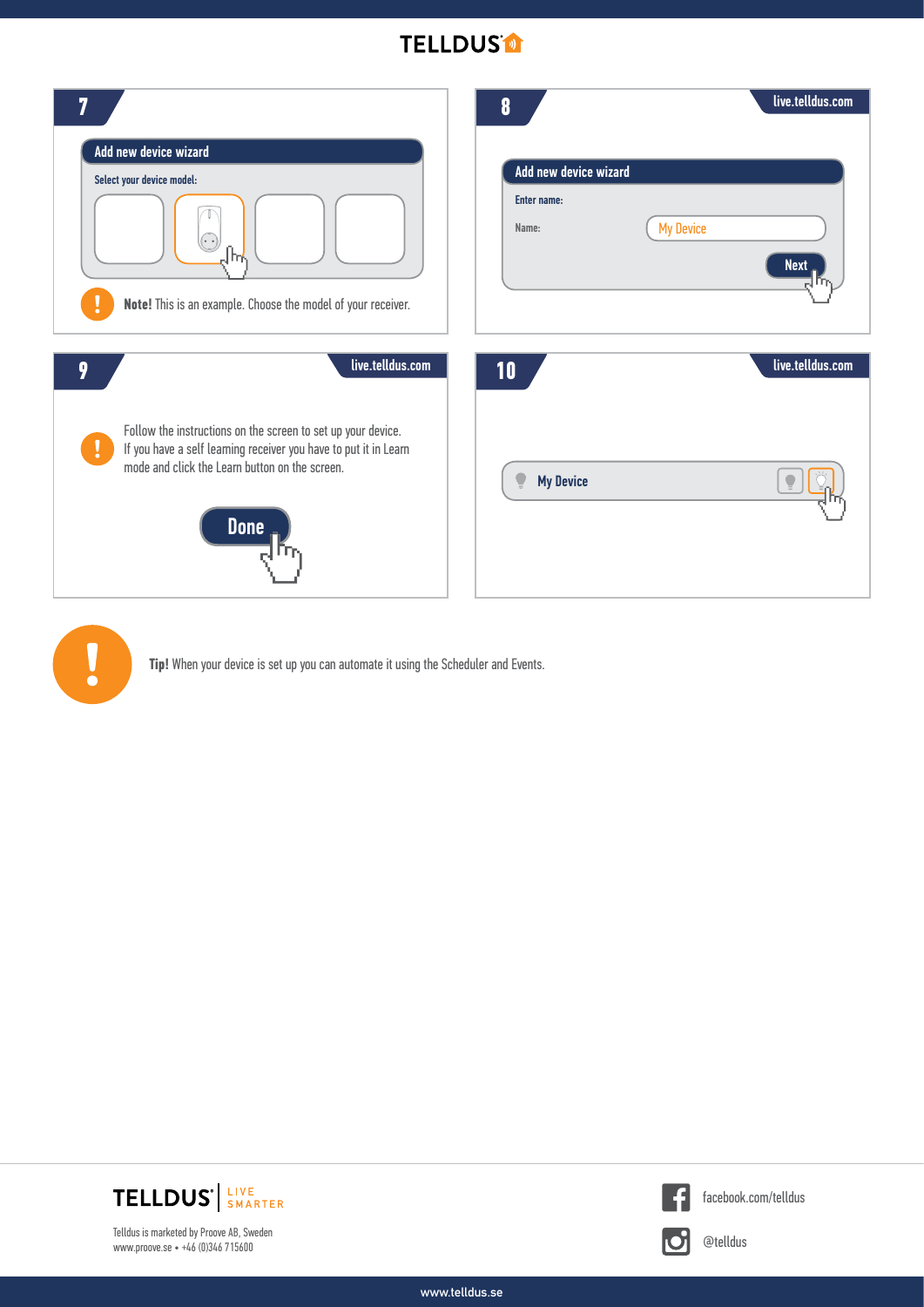TELLDUS

## 7

**Add new device wizard**

Select your device model:

**Note!** This is an example. Choose the model of your receiver.

## 8

live.telldus.com

**Add new device wizard**

Enter name:

Name: My Device

Next

## 9

live.telldus.com

Follow the instructions on the screen to set up your device. If you have a self learning receiver you have to put it in Learn mode and click the Learn button on the screen.

Done

## 10

live.telldus.com

My Device

**Tip!** When your device is set up you can automate it using the Scheduler and Events.

TELLDUS LIVE SMARTER

Telldus is marketed by Proove AB, Sweden
www.proove.se • +46 (0)346 715600

facebook.com/telldus

@telldus

www.telldus.se